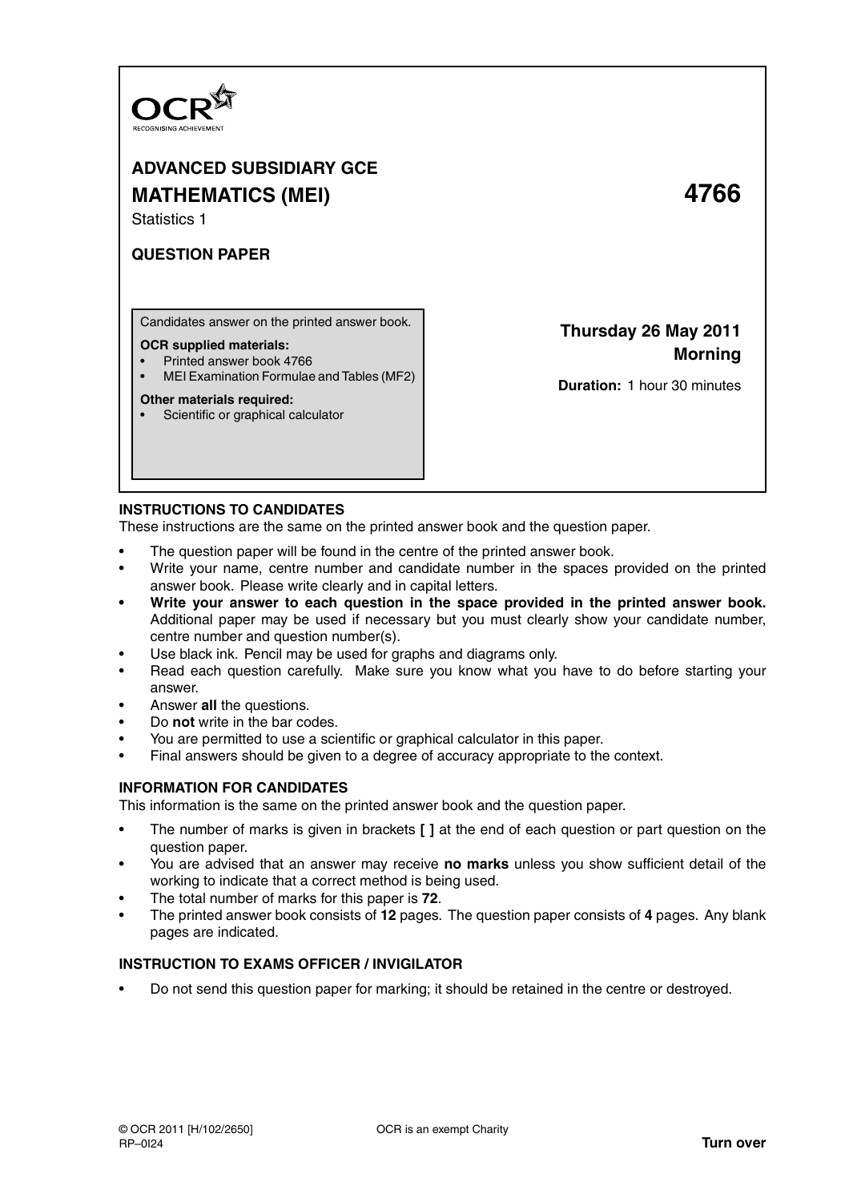OCR

RECOGNISING ACHIEVEMENT

# ADVANCED SUBSIDIARY GCE

# MATHEMATICS (MEI) 4766

Statistics 1

**QUESTION PAPER**

Candidates answer on the printed answer book.

**OCR supplied materials:**

- Printed answer book 4766
- MEI Examination Formulae and Tables (MF2)

**Other materials required:**

- Scientific or graphical calculator

**Thursday 26 May 2011**
**Morning**

**Duration:** 1 hour 30 minutes

## INSTRUCTIONS TO CANDIDATES

These instructions are the same on the printed answer book and the question paper.

- The question paper will be found in the centre of the printed answer book.
- Write your name, centre number and candidate number in the spaces provided on the printed answer book. Please write clearly and in capital letters.
- **Write your answer to each question in the space provided in the printed answer book.** Additional paper may be used if necessary but you must clearly show your candidate number, centre number and question number(s).
- Use black ink. Pencil may be used for graphs and diagrams only.
- Read each question carefully. Make sure you know what you have to do before starting your answer.
- Answer **all** the questions.
- Do **not** write in the bar codes.
- You are permitted to use a scientific or graphical calculator in this paper.
- Final answers should be given to a degree of accuracy appropriate to the context.

## INFORMATION FOR CANDIDATES

This information is the same on the printed answer book and the question paper.

- The number of marks is given in brackets **[ ]** at the end of each question or part question on the question paper.
- You are advised that an answer may receive **no marks** unless you show sufficient detail of the working to indicate that a correct method is being used.
- The total number of marks for this paper is **72**.
- The printed answer book consists of **12** pages. The question paper consists of **4** pages. Any blank pages are indicated.

## INSTRUCTION TO EXAMS OFFICER / INVIGILATOR

- Do not send this question paper for marking; it should be retained in the centre or destroyed.

© OCR 2011 [H/102/2650]
RP–0I24

OCR is an exempt Charity

**Turn over**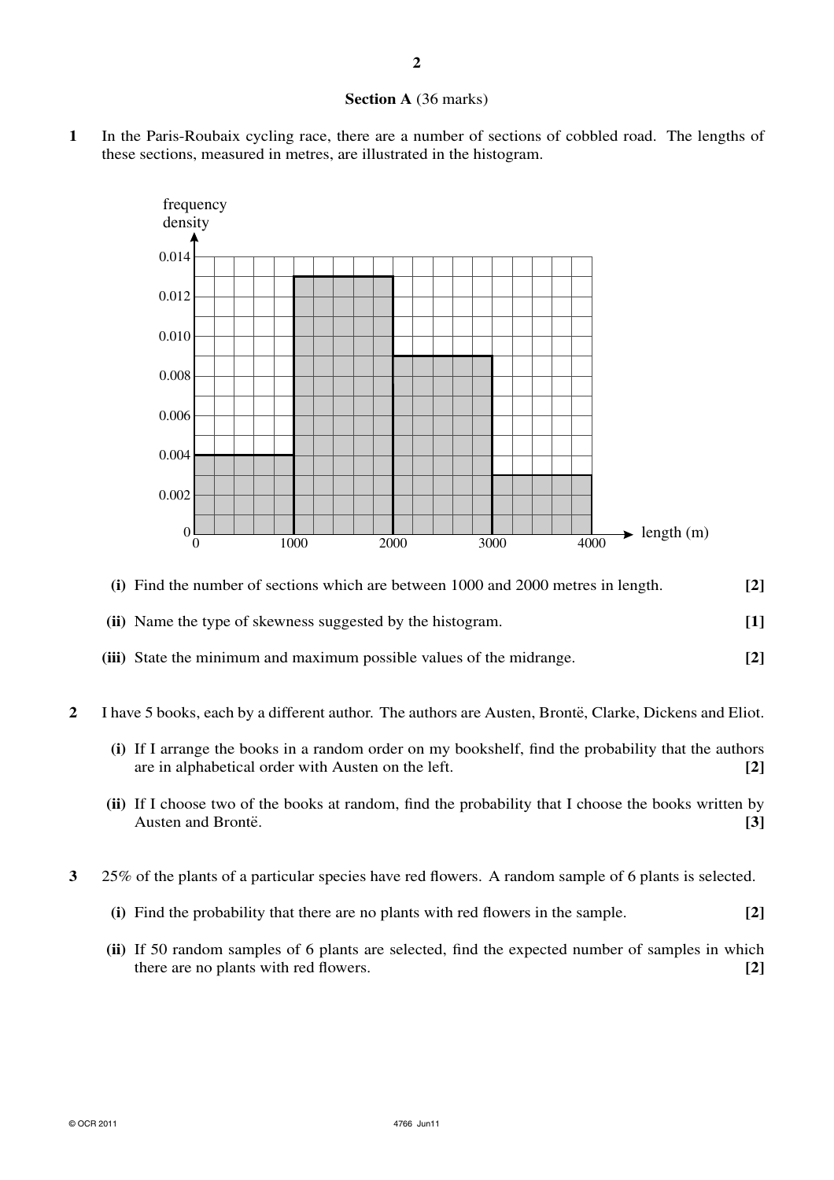## Section A (36 marks)

**1** In the Paris-Roubaix cycling race, there are a number of sections of cobbled road. The lengths of these sections, measured in metres, are illustrated in the histogram.

**(i)** Find the number of sections which are between 1000 and 2000 metres in length. **[2]**

**(ii)** Name the type of skewness suggested by the histogram. **[1]**

**(iii)** State the minimum and maximum possible values of the midrange. **[2]**

**2** I have 5 books, each by a different author. The authors are Austen, Brontë, Clarke, Dickens and Eliot.

**(i)** If I arrange the books in a random order on my bookshelf, find the probability that the authors are in alphabetical order with Austen on the left. **[2]**

**(ii)** If I choose two of the books at random, find the probability that I choose the books written by Austen and Brontë. **[3]**

**3** 25% of the plants of a particular species have red flowers. A random sample of 6 plants is selected.

**(i)** Find the probability that there are no plants with red flowers in the sample. **[2]**

**(ii)** If 50 random samples of 6 plants are selected, find the expected number of samples in which there are no plants with red flowers. **[2]**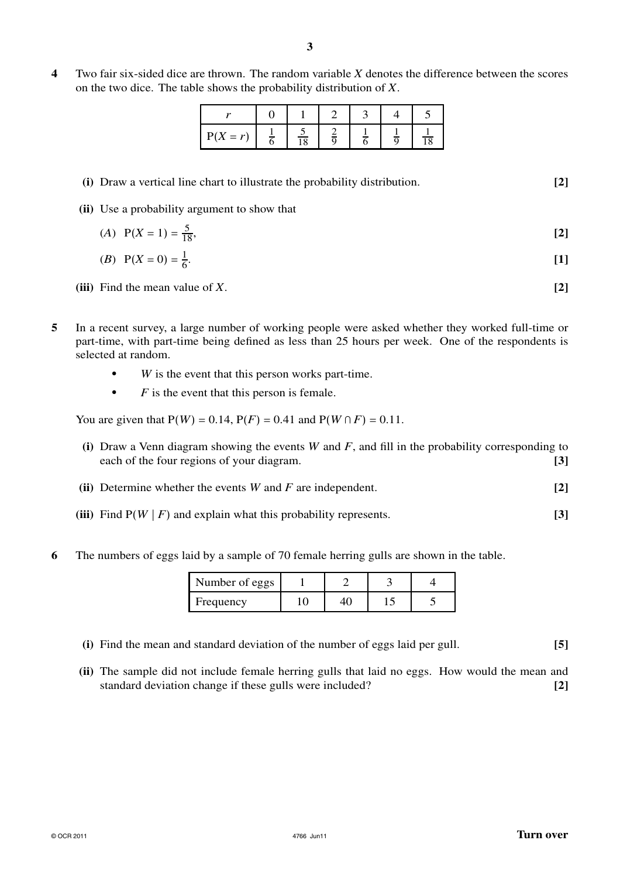**4** Two fair six-sided dice are thrown. The random variable $X$ denotes the difference between the scores on the two dice. The table shows the probability distribution of $X$.

| $r$ | 0 | 1 | 2 | 3 | 4 | 5 |
|---|---|---|---|---|---|---|
| $\mathrm{P}(X = r)$ | $\frac{1}{6}$ | $\frac{5}{18}$ | $\frac{2}{9}$ | $\frac{1}{6}$ | $\frac{1}{9}$ | $\frac{1}{18}$ |

**(i)** Draw a vertical line chart to illustrate the probability distribution. **[2]**

**(ii)** Use a probability argument to show that

($A$) $\mathrm{P}(X = 1) = \frac{5}{18}$, **[2]**

($B$) $\mathrm{P}(X = 0) = \frac{1}{6}$. **[1]**

**(iii)** Find the mean value of $X$. **[2]**

**5** In a recent survey, a large number of working people were asked whether they worked full-time or part-time, with part-time being defined as less than 25 hours per week. One of the respondents is selected at random.

- $W$ is the event that this person works part-time.
- $F$ is the event that this person is female.

You are given that $\mathrm{P}(W) = 0.14$, $\mathrm{P}(F) = 0.41$ and $\mathrm{P}(W \cap F) = 0.11$.

**(i)** Draw a Venn diagram showing the events $W$ and $F$, and fill in the probability corresponding to each of the four regions of your diagram. **[3]**

**(ii)** Determine whether the events $W$ and $F$ are independent. **[2]**

**(iii)** Find $\mathrm{P}(W \mid F)$ and explain what this probability represents. **[3]**

**6** The numbers of eggs laid by a sample of 70 female herring gulls are shown in the table.

| Number of eggs | 1 | 2 | 3 | 4 |
|---|---|---|---|---|
| Frequency | 10 | 40 | 15 | 5 |

**(i)** Find the mean and standard deviation of the number of eggs laid per gull. **[5]**

**(ii)** The sample did not include female herring gulls that laid no eggs. How would the mean and standard deviation change if these gulls were included? **[2]**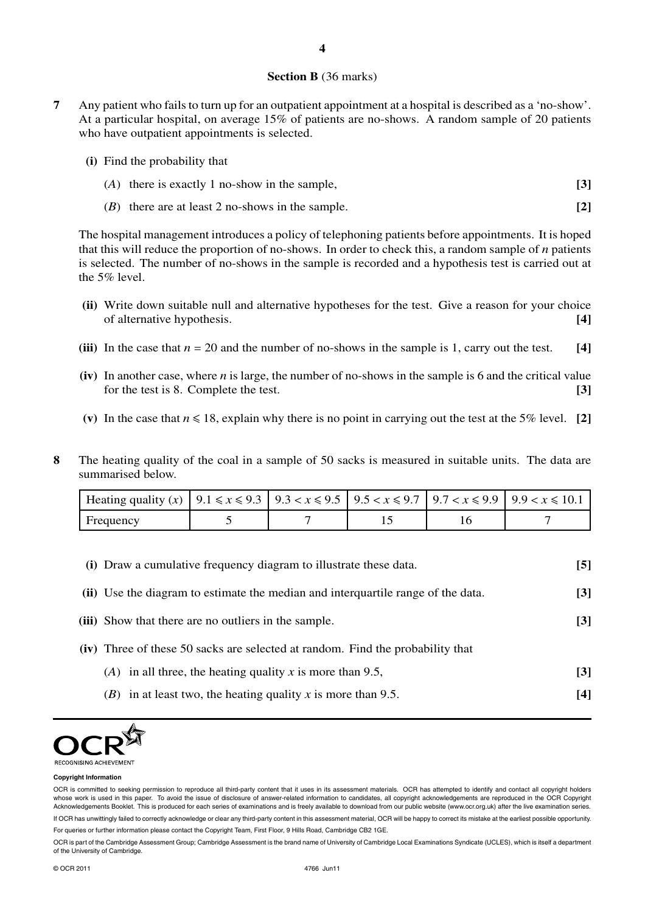## Section B (36 marks)

**7** Any patient who fails to turn up for an outpatient appointment at a hospital is described as a 'no-show'. At a particular hospital, on average 15% of patients are no-shows. A random sample of 20 patients who have outpatient appointments is selected.

**(i)** Find the probability that

(*A*) there is exactly 1 no-show in the sample, **[3]**

(*B*) there are at least 2 no-shows in the sample. **[2]**

The hospital management introduces a policy of telephoning patients before appointments. It is hoped that this will reduce the proportion of no-shows. In order to check this, a random sample of $n$ patients is selected. The number of no-shows in the sample is recorded and a hypothesis test is carried out at the 5% level.

**(ii)** Write down suitable null and alternative hypotheses for the test. Give a reason for your choice of alternative hypothesis. **[4]**

**(iii)** In the case that $n = 20$ and the number of no-shows in the sample is 1, carry out the test. **[4]**

**(iv)** In another case, where $n$ is large, the number of no-shows in the sample is 6 and the critical value for the test is 8. Complete the test. **[3]**

**(v)** In the case that $n \leqslant 18$, explain why there is no point in carrying out the test at the 5% level. **[2]**

**8** The heating quality of the coal in a sample of 50 sacks is measured in suitable units. The data are summarised below.

| Heating quality ($x$) | $9.1 \leqslant x \leqslant 9.3$ | $9.3 < x \leqslant 9.5$ | $9.5 < x \leqslant 9.7$ | $9.7 < x \leqslant 9.9$ | $9.9 < x \leqslant 10.1$ |
|---|---|---|---|---|---|
| Frequency | 5 | 7 | 15 | 16 | 7 |

**(i)** Draw a cumulative frequency diagram to illustrate these data. **[5]**

**(ii)** Use the diagram to estimate the median and interquartile range of the data. **[3]**

**(iii)** Show that there are no outliers in the sample. **[3]**

**(iv)** Three of these 50 sacks are selected at random. Find the probability that

(*A*) in all three, the heating quality $x$ is more than 9.5, **[3]**

(*B*) in at least two, the heating quality $x$ is more than 9.5. **[4]**

**Copyright Information**

OCR is committed to seeking permission to reproduce all third-party content that it uses in its assessment materials. OCR has attempted to identify and contact all copyright holders whose work is used in this paper. To avoid the issue of disclosure of answer-related information to candidates, all copyright acknowledgements are reproduced in the OCR Copyright Acknowledgements Booklet. This is produced for each series of examinations and is freely available to download from our public website (www.ocr.org.uk) after the live examination series.

If OCR has unwittingly failed to correctly acknowledge or clear any third-party content in this assessment material, OCR will be happy to correct its mistake at the earliest possible opportunity.

For queries or further information please contact the Copyright Team, First Floor, 9 Hills Road, Cambridge CB2 1GE.

OCR is part of the Cambridge Assessment Group; Cambridge Assessment is the brand name of University of Cambridge Local Examinations Syndicate (UCLES), which is itself a department of the University of Cambridge.

© OCR 2011 4766 Jun11